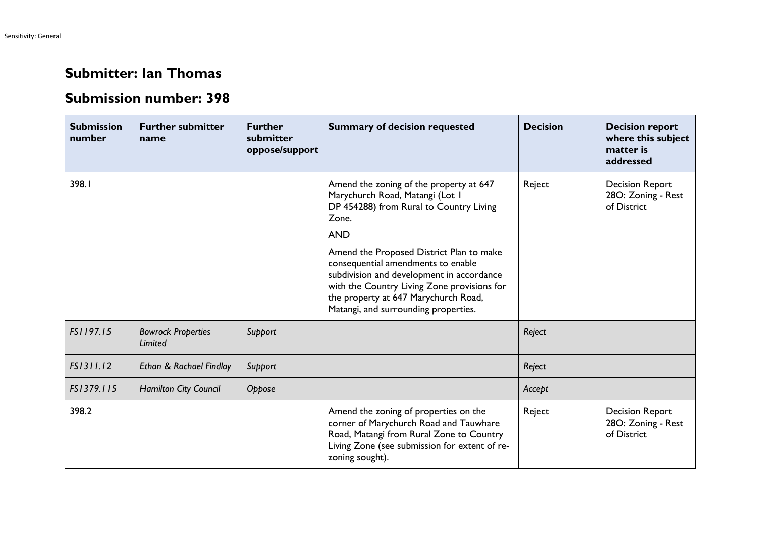## Submitter: Ian Thomas

## Submission number: 398

| Submission number | Further submitter name | Further submitter oppose/support | Summary of decision requested | Decision | Decision report where this subject matter is addressed |
|---|---|---|---|---|---|
| 398.1 | | | Amend the zoning of the property at 647 Marychurch Road, Matangi (Lot 1 DP 454288) from Rural to Country Living Zone.<br>AND<br>Amend the Proposed District Plan to make consequential amendments to enable subdivision and development in accordance with the Country Living Zone provisions for the property at 647 Marychurch Road, Matangi, and surrounding properties. | Reject | Decision Report 28O: Zoning - Rest of District |
| *FS1197.15* | *Bowrock Properties Limited* | *Support* | | *Reject* | |
| *FS1311.12* | *Ethan & Rachael Findlay* | *Support* | | *Reject* | |
| *FS1379.115* | *Hamilton City Council* | *Oppose* | | *Accept* | |
| 398.2 | | | Amend the zoning of properties on the corner of Marychurch Road and Tauwhare Road, Matangi from Rural Zone to Country Living Zone (see submission for extent of re-zoning sought). | Reject | Decision Report 28O: Zoning - Rest of District |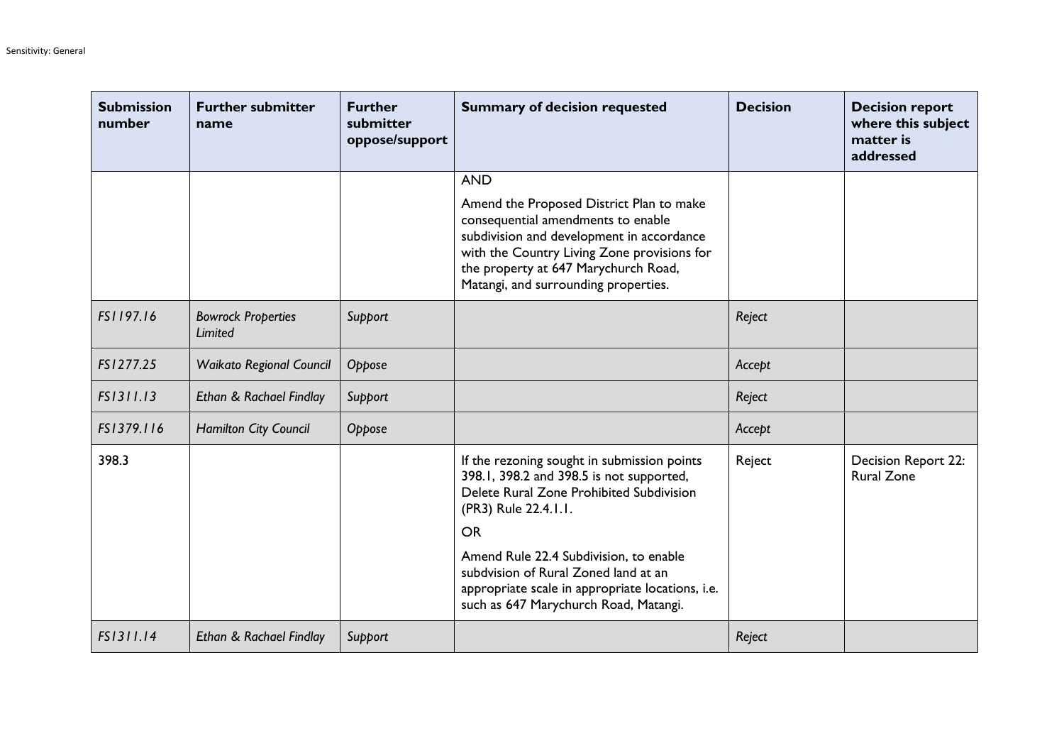| Submission number | Further submitter name | Further submitter oppose/support | Summary of decision requested | Decision | Decision report where this subject matter is addressed |
|---|---|---|---|---|---|
| | | | AND<br><br>Amend the Proposed District Plan to make consequential amendments to enable subdivision and development in accordance with the Country Living Zone provisions for the property at 647 Marychurch Road, Matangi, and surrounding properties. | | |
| *FS1197.16* | *Bowrock Properties Limited* | *Support* | | *Reject* | |
| *FS1277.25* | *Waikato Regional Council* | *Oppose* | | *Accept* | |
| *FS1311.13* | *Ethan & Rachael Findlay* | *Support* | | *Reject* | |
| *FS1379.116* | *Hamilton City Council* | *Oppose* | | *Accept* | |
| 398.3 | | | If the rezoning sought in submission points 398.1, 398.2 and 398.5 is not supported, Delete Rural Zone Prohibited Subdivision (PR3) Rule 22.4.1.1.<br><br>OR<br><br>Amend Rule 22.4 Subdivision, to enable subdvision of Rural Zoned land at an appropriate scale in appropriate locations, i.e. such as 647 Marychurch Road, Matangi. | Reject | Decision Report 22: Rural Zone |
| *FS1311.14* | *Ethan & Rachael Findlay* | *Support* | | *Reject* | |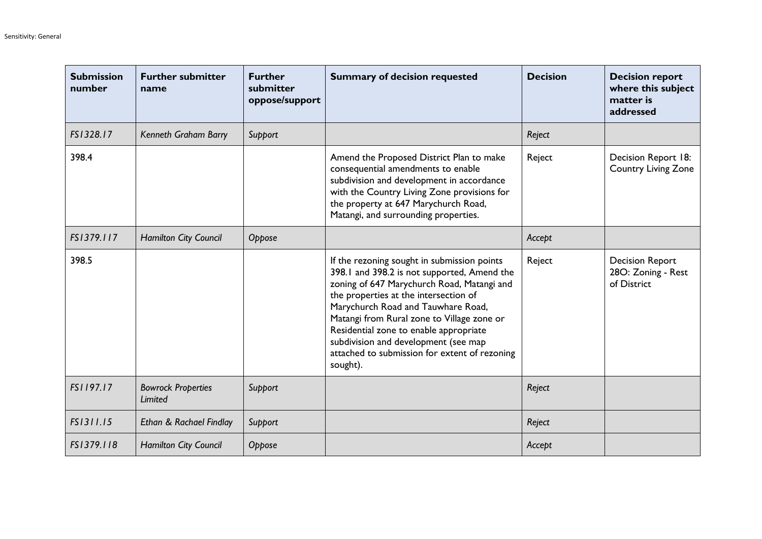| Submission number | Further submitter name | Further submitter oppose/support | Summary of decision requested | Decision | Decision report where this subject matter is addressed |
|---|---|---|---|---|---|
| *FS1328.17* | *Kenneth Graham Barry* | *Support* | | *Reject* | |
| 398.4 | | | Amend the Proposed District Plan to make consequential amendments to enable subdivision and development in accordance with the Country Living Zone provisions for the property at 647 Marychurch Road, Matangi, and surrounding properties. | Reject | Decision Report 18: Country Living Zone |
| *FS1379.117* | *Hamilton City Council* | *Oppose* | | *Accept* | |
| 398.5 | | | If the rezoning sought in submission points 398.1 and 398.2 is not supported, Amend the zoning of 647 Marychurch Road, Matangi and the properties at the intersection of Marychurch Road and Tauwhare Road, Matangi from Rural zone to Village zone or Residential zone to enable appropriate subdivision and development (see map attached to submission for extent of rezoning sought). | Reject | Decision Report 28O: Zoning - Rest of District |
| *FS1197.17* | *Bowrock Properties Limited* | *Support* | | *Reject* | |
| *FS1311.15* | *Ethan & Rachael Findlay* | *Support* | | *Reject* | |
| *FS1379.118* | *Hamilton City Council* | *Oppose* | | *Accept* | |